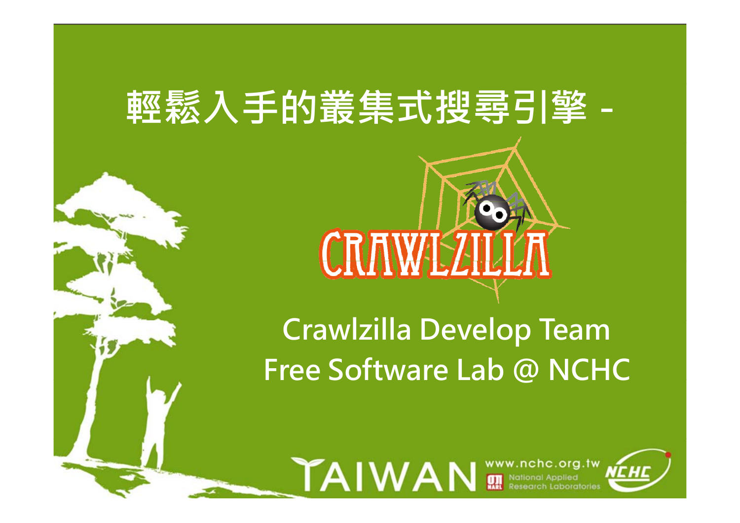# 輕鬆入手的叢集式搜尋引擎 -

CRAWLZILLA

Crawlzilla Develop Team
Free Software Lab @ NCHC

TAIWAN www.nchc.org.tw National Applied Research Laboratories NCHC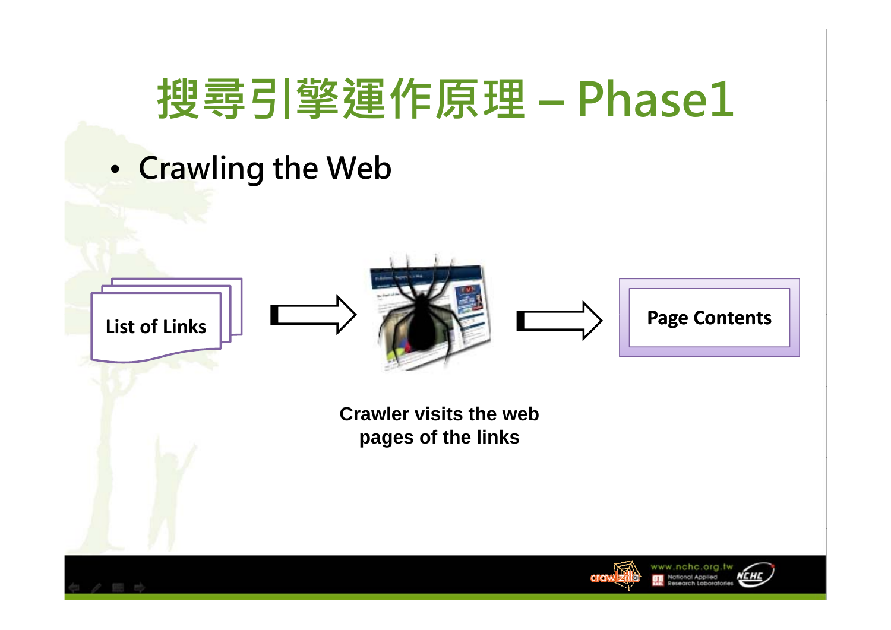# 搜尋引擎運作原理 – Phase1

- Crawling the Web

List of Links

Page Contents

Crawler visits the web pages of the links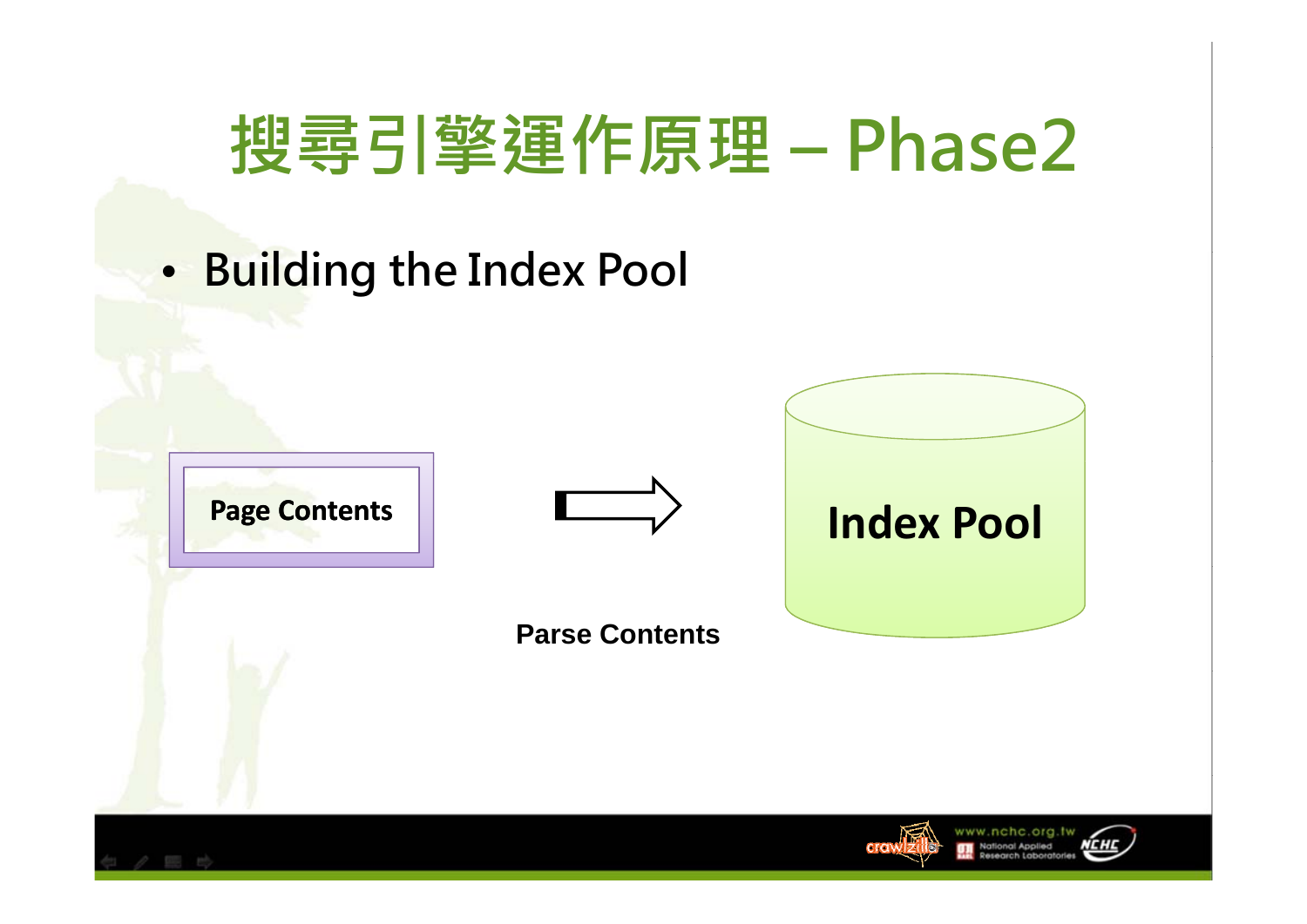# 搜尋引擎運作原理 – Phase2

- Building the Index Pool

Page Contents

Parse Contents

Index Pool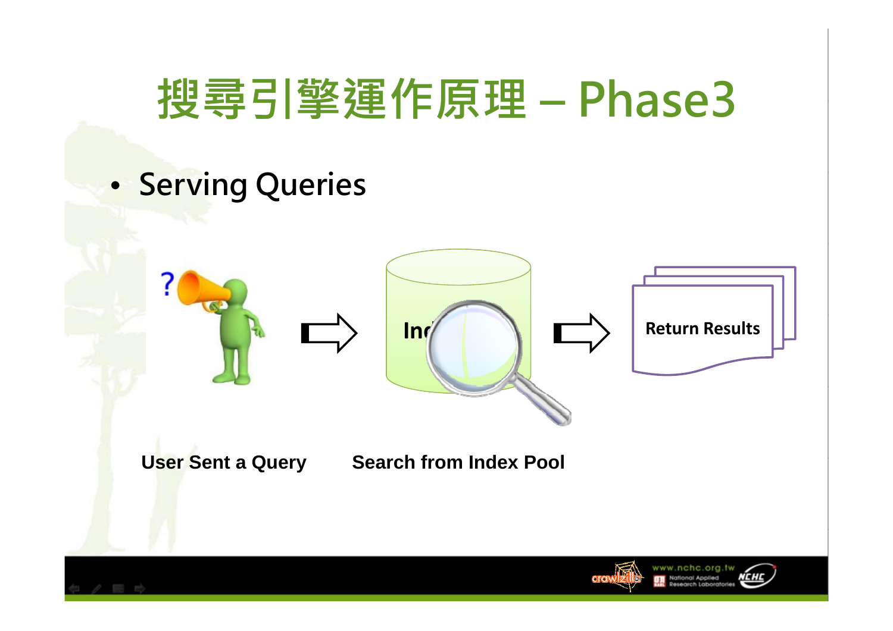# 搜尋引擎運作原理 – Phase3

- Serving Queries

Return Results

User Sent a Query

Search from Index Pool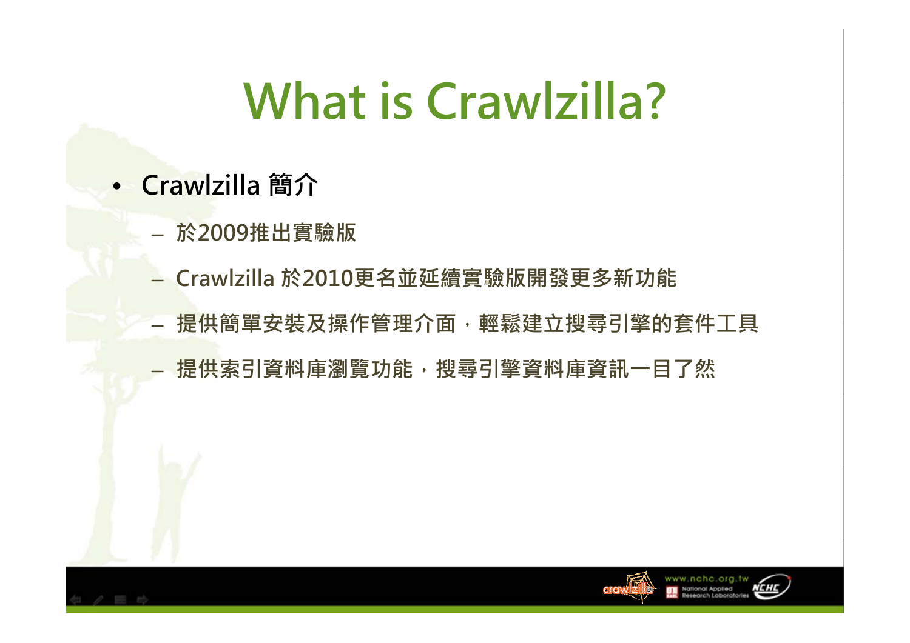# What is Crawlzilla?

- **Crawlzilla 簡介**
  - 於2009推出實驗版
  - Crawlzilla 於2010更名並延續實驗版開發更多新功能
  - 提供簡單安裝及操作管理介面，輕鬆建立搜尋引擎的套件工具
  - 提供索引資料庫瀏覽功能，搜尋引擎資料庫資訊一目了然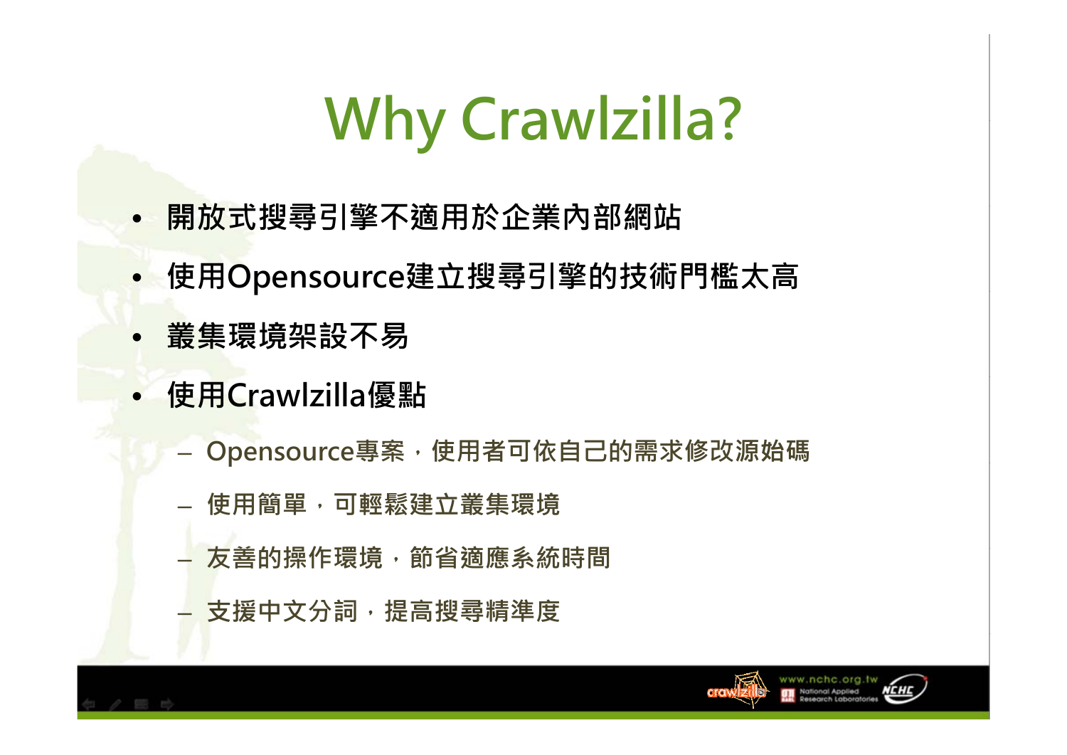# Why Crawlzilla?

- 開放式搜尋引擎不適用於企業內部網站
- 使用Opensource建立搜尋引擎的技術門檻太高
- 叢集環境架設不易
- 使用Crawlzilla優點
  - Opensource專案，使用者可依自己的需求修改源始碼
  - 使用簡單，可輕鬆建立叢集環境
  - 友善的操作環境，節省適應系統時間
  - 支援中文分詞，提高搜尋精準度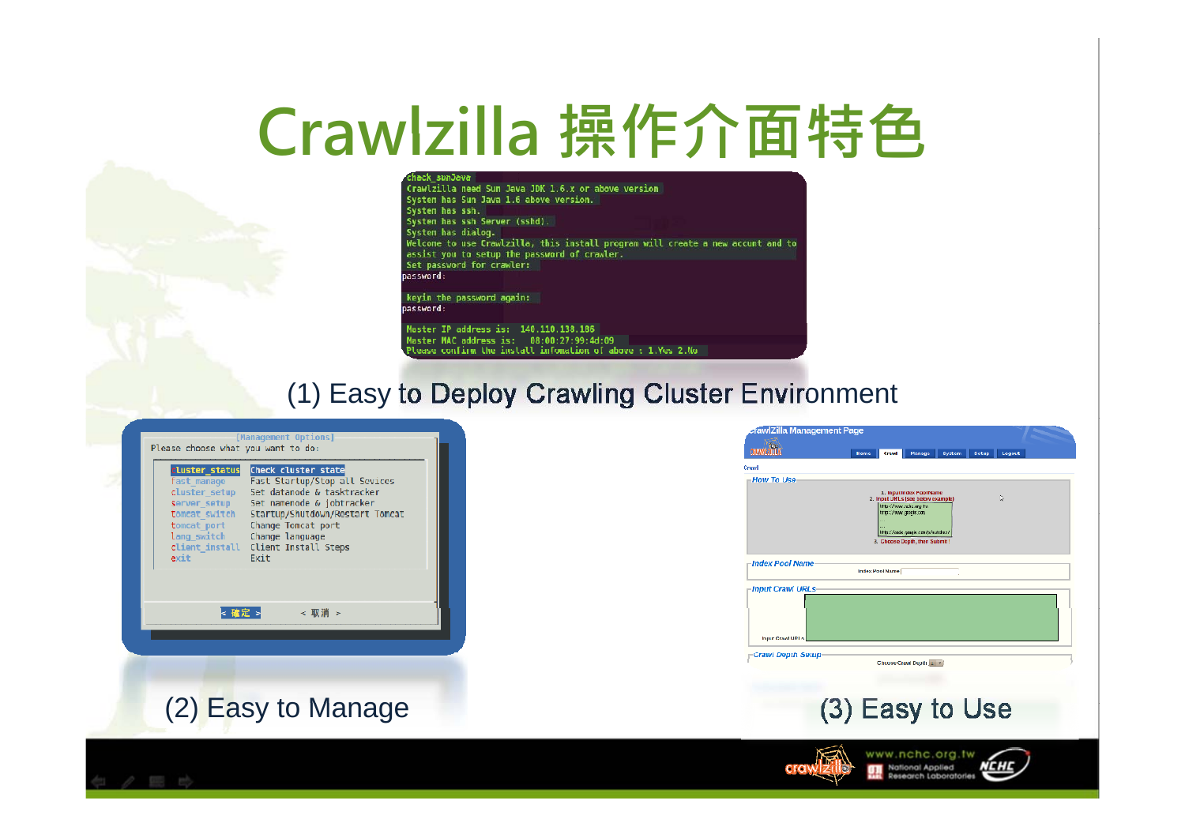# Crawlzilla 操作介面特色

```
check_sunJava
Crawlzilla need Sun Java JDK 1.6.x or above version
System has Sun Java 1.6 above version.
System has ssh.
System has ssh Server (sshd).
System has dialog.
Welcome to use Crawlzilla, this install program will create a new account and to
assist you to setup the password of crawler.
Set password for crawler:
password:

keyin the password again:
password:

Master IP address is:  140.110.138.186
Master MAC address is:  08:00:27:99:4d:09
Please confirm the install infomation of above : 1.Yes 2.No
```

(1) Easy to Deploy Crawling Cluster Environment

```
[Management Options]
Please choose what you want to do:

cluster_status   Check cluster state
fast_manage      Fast Startup/Stop all Sevices
cluster_setup    Set datanode & tasktracker
server_setup     Set namenode & jobtracker
tomcat_switch    Startup/Shutdown/Restart Tomcat
tomcat_port      Change Tomcat port
lang_switch      Change language
client_install   Client Install Steps
exit             Exit

< 確定 >        < 取消 >
```

(2) Easy to Manage

(3) Easy to Use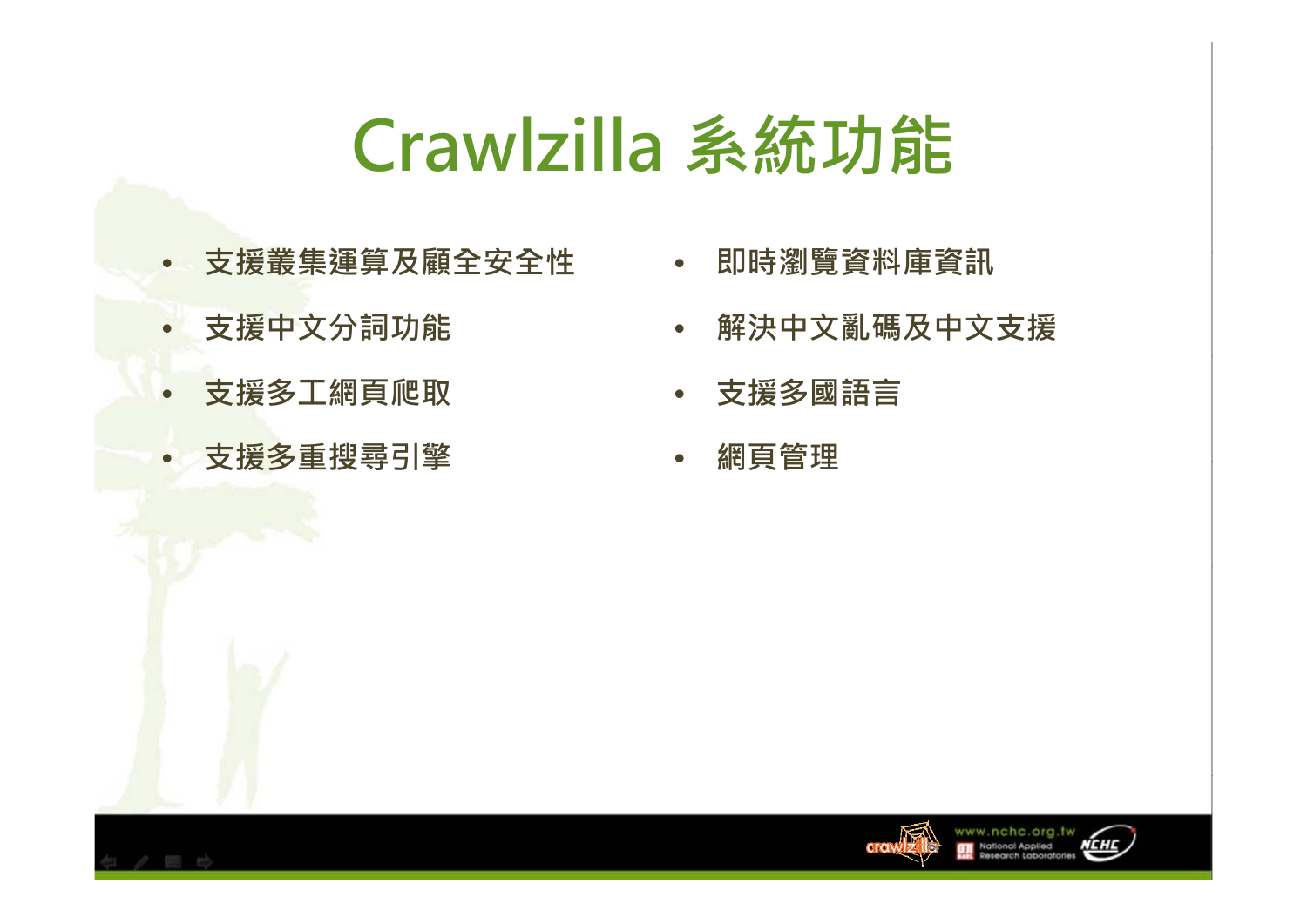# Crawlzilla 系統功能

- 支援叢集運算及顧全安全性
- 支援中文分詞功能
- 支援多工網頁爬取
- 支援多重搜尋引擎
- 即時瀏覽資料庫資訊
- 解決中文亂碼及中文支援
- 支援多國語言
- 網頁管理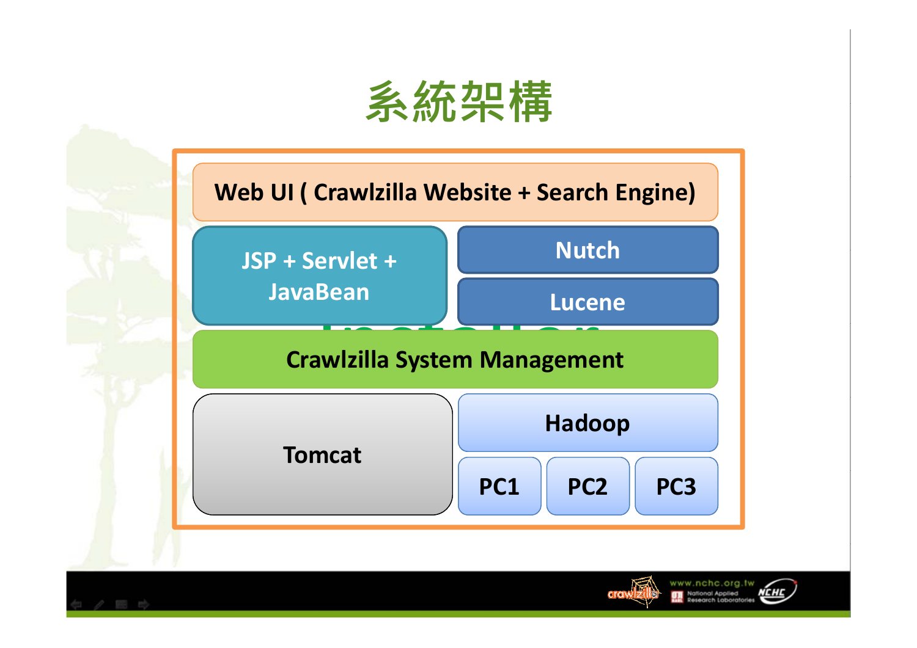# 系統架構

Web UI ( Crawlzilla Website + Search Engine)

JSP + Servlet + JavaBean

Nutch

Lucene

Crawlzilla System Management

Tomcat

Hadoop

PC1

PC2

PC3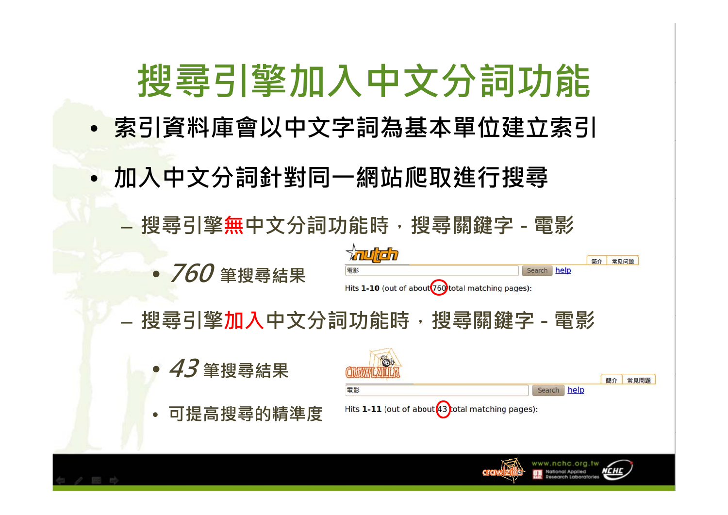# 搜尋引擎加入中文分詞功能

- 索引資料庫會以中文字詞為基本單位建立索引
- 加入中文分詞針對同一網站爬取進行搜尋
  - 搜尋引擎**無**中文分詞功能時，搜尋關鍵字 - 電影
    - *760* 筆搜尋結果

nutch

電影 Search help 簡介 常见问题

Hits **1-10** (out of about 760 total matching pages):

  - 搜尋引擎**加入**中文分詞功能時，搜尋關鍵字 - 電影
    - *43* 筆搜尋結果
    - 可提高搜尋的精準度

CRAWLZILLA

電影 Search help 簡介 常見問題

Hits **1-11** (out of about 43 total matching pages):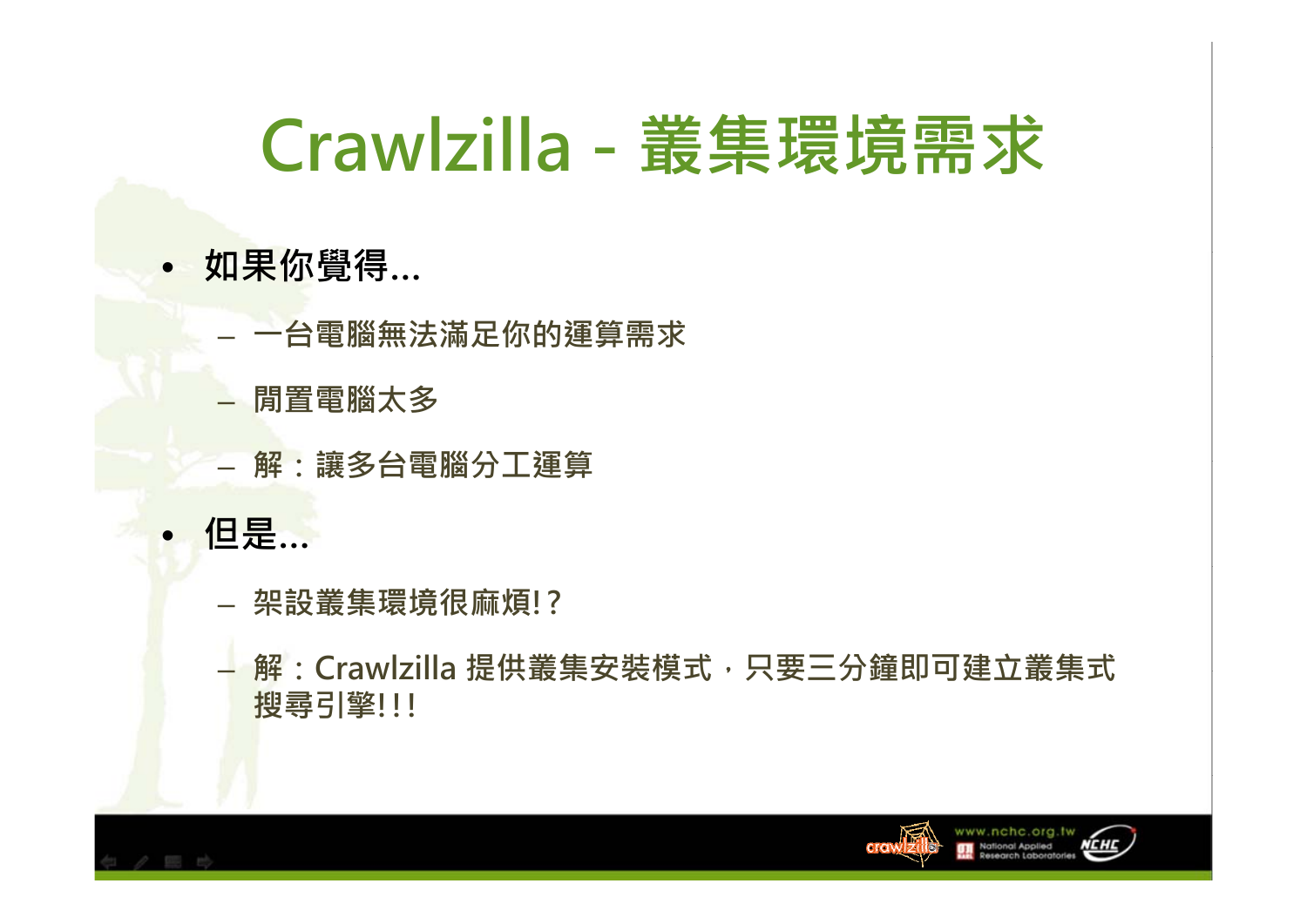# Crawlzilla - 叢集環境需求

- **如果你覺得...**
  - **一台電腦無法滿足你的運算需求**
  - **閒置電腦太多**
  - **解：讓多台電腦分工運算**
- **但是...**
  - **架設叢集環境很麻煩!?**
  - **解：Crawlzilla 提供叢集安裝模式，只要三分鐘即可建立叢集式搜尋引擎!!!**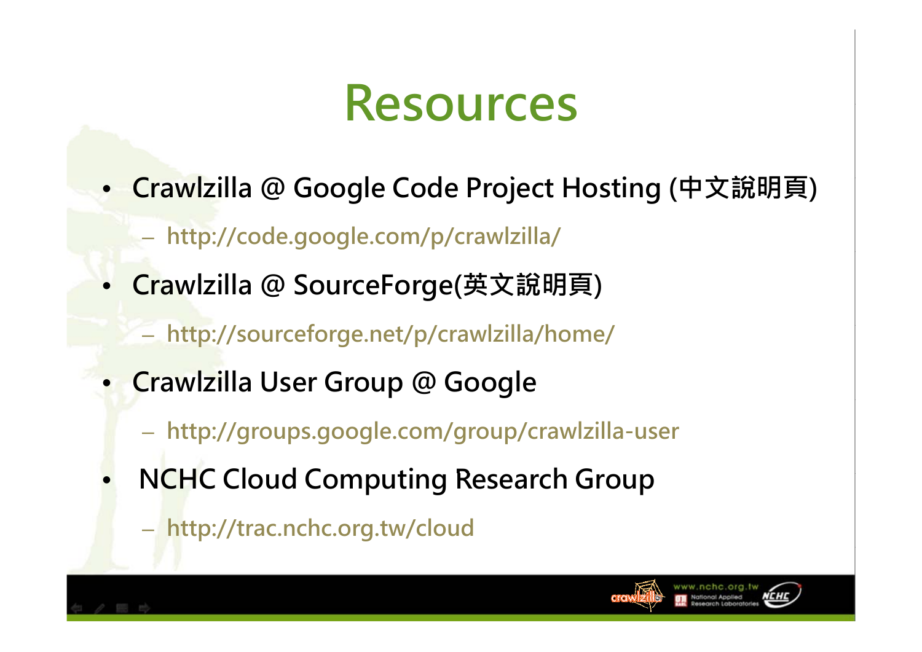# Resources

- Crawlzilla @ Google Code Project Hosting (中文說明頁)
  - http://code.google.com/p/crawlzilla/
- Crawlzilla @ SourceForge(英文說明頁)
  - http://sourceforge.net/p/crawlzilla/home/
- Crawlzilla User Group @ Google
  - http://groups.google.com/group/crawlzilla-user
- NCHC Cloud Computing Research Group
  - http://trac.nchc.org.tw/cloud